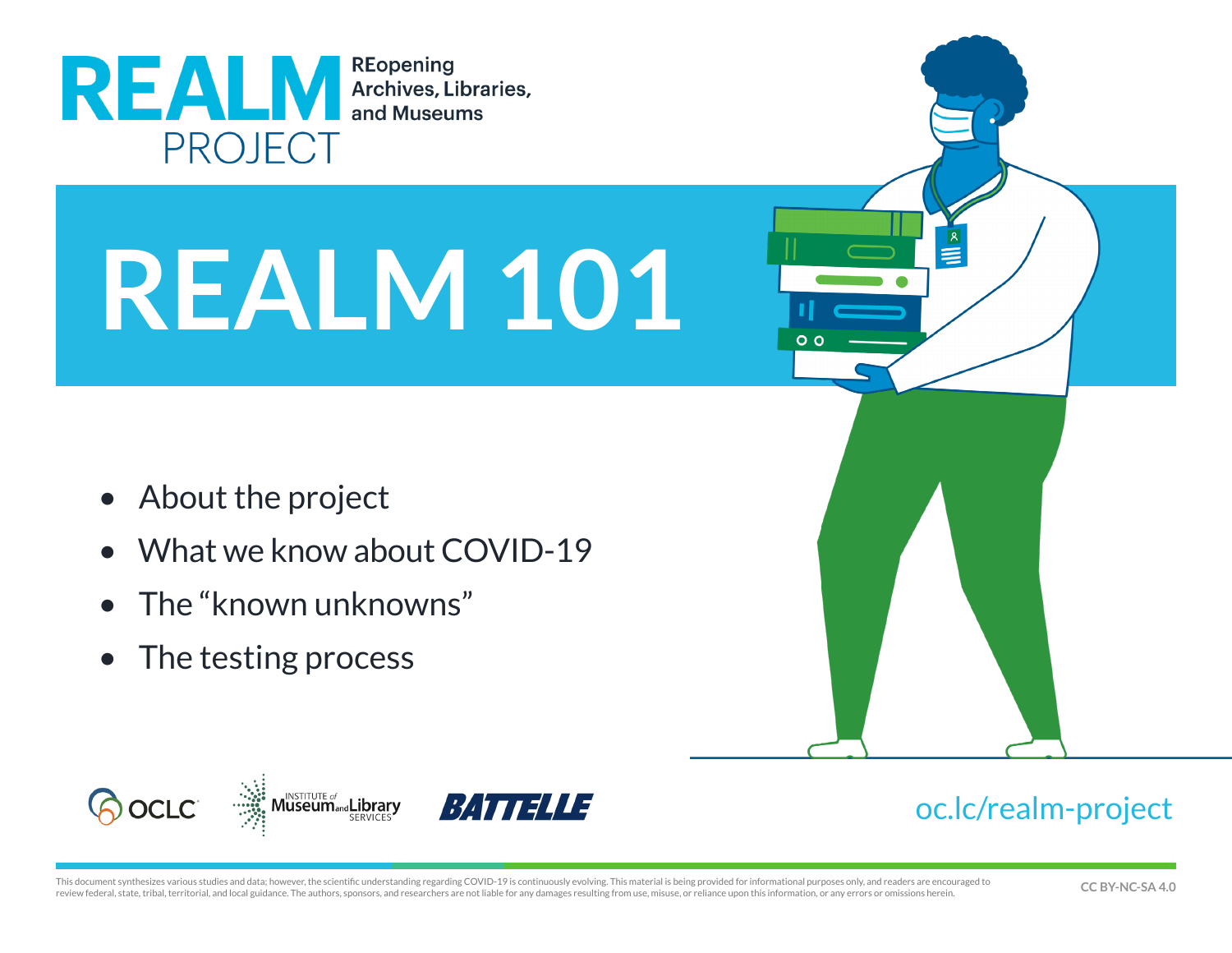# REALM PROJECT

REopening Archives, Libraries, and Museums

# REALM 101

- About the project
- What we know about COVID-19
- The "known unknowns"
- The testing process

OCLC · Institute of Museum and Library Services · BATTELLE

oc.lc/realm-project

This document synthesizes various studies and data; however, the scientific understanding regarding COVID-19 is continuously evolving. This material is being provided for informational purposes only, and readers are encouraged to review federal, state, tribal, territorial, and local guidance. The authors, sponsors, and researchers are not liable for any damages resulting from use, misuse, or reliance upon this information, or any errors or omissions herein.

CC BY-NC-SA 4.0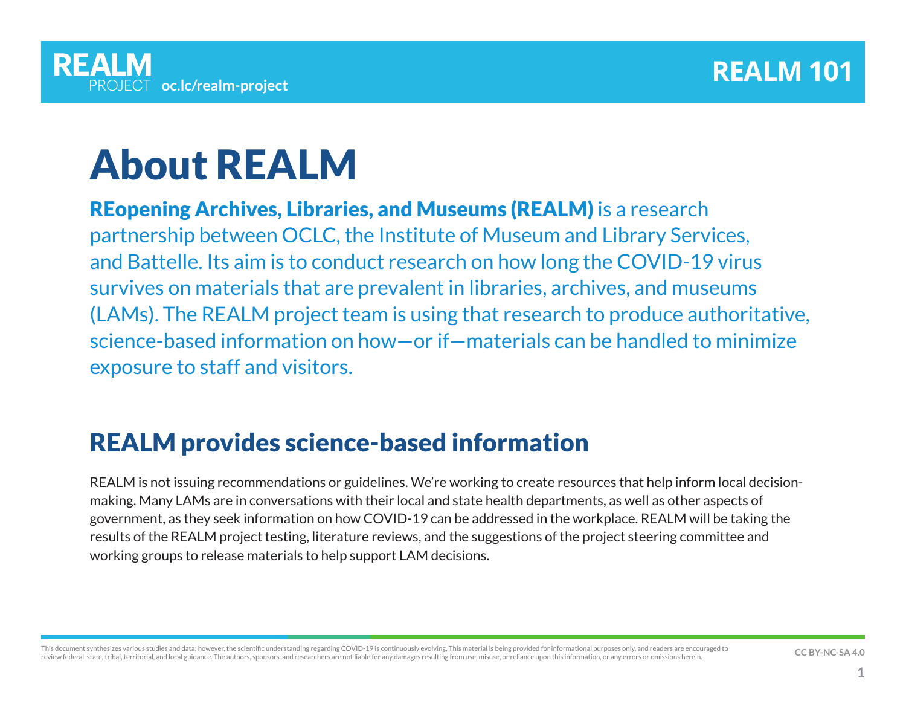# About REALM

**REopening Archives, Libraries, and Museums (REALM)** is a research partnership between OCLC, the Institute of Museum and Library Services, and Battelle. Its aim is to conduct research on how long the COVID-19 virus survives on materials that are prevalent in libraries, archives, and museums (LAMs). The REALM project team is using that research to produce authoritative, science-based information on how—or if—materials can be handled to minimize exposure to staff and visitors.

## REALM provides science-based information

REALM is not issuing recommendations or guidelines. We're working to create resources that help inform local decision-making. Many LAMs are in conversations with their local and state health departments, as well as other aspects of government, as they seek information on how COVID-19 can be addressed in the workplace. REALM will be taking the results of the REALM project testing, literature reviews, and the suggestions of the project steering committee and working groups to release materials to help support LAM decisions.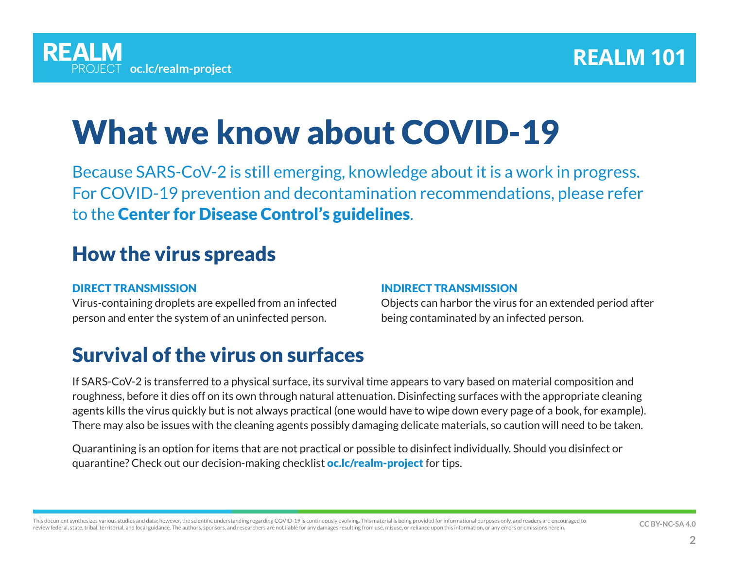# What we know about COVID-19

Because SARS-CoV-2 is still emerging, knowledge about it is a work in progress. For COVID-19 prevention and decontamination recommendations, please refer to the **Center for Disease Control's guidelines**.

## How the virus spreads

### DIRECT TRANSMISSION

Virus-containing droplets are expelled from an infected person and enter the system of an uninfected person.

### INDIRECT TRANSMISSION

Objects can harbor the virus for an extended period after being contaminated by an infected person.

## Survival of the virus on surfaces

If SARS-CoV-2 is transferred to a physical surface, its survival time appears to vary based on material composition and roughness, before it dies off on its own through natural attenuation. Disinfecting surfaces with the appropriate cleaning agents kills the virus quickly but is not always practical (one would have to wipe down every page of a book, for example). There may also be issues with the cleaning agents possibly damaging delicate materials, so caution will need to be taken.

Quarantining is an option for items that are not practical or possible to disinfect individually. Should you disinfect or quarantine? Check out our decision-making checklist **oc.lc/realm-project** for tips.

This document synthesizes various studies and data; however, the scientific understanding regarding COVID-19 is continuously evolving. This material is being provided for informational purposes only, and readers are encouraged to review federal, state, tribal, territorial, and local guidance. The authors, sponsors, and researchers are not liable for any damages resulting from use, misuse, or reliance upon this information, or any errors or omissions herein.

CC BY-NC-SA 4.0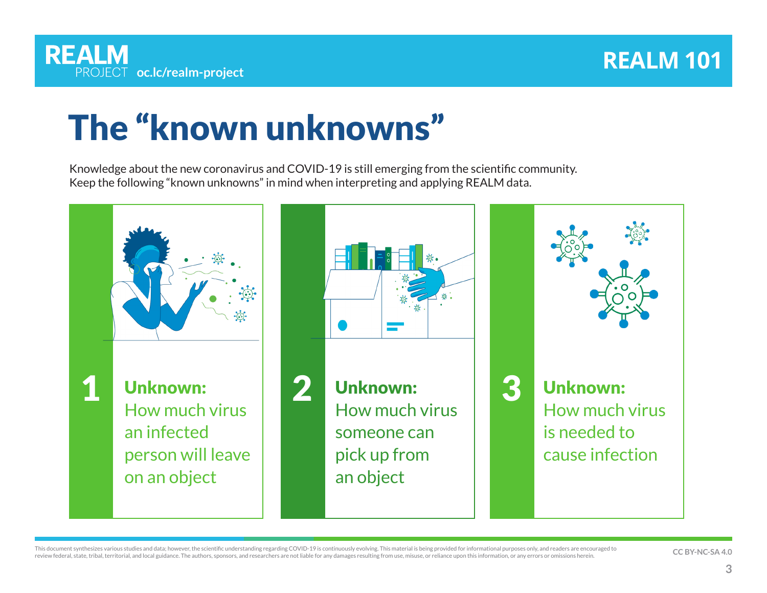# The "known unknowns"

Knowledge about the new coronavirus and COVID-19 is still emerging from the scientific community. Keep the following "known unknowns" in mind when interpreting and applying REALM data.

**1**

**Unknown:** How much virus an infected person will leave on an object

**2**

**Unknown:** How much virus someone can pick up from an object

**3**

**Unknown:** How much virus is needed to cause infection

This document synthesizes various studies and data; however, the scientific understanding regarding COVID-19 is continuously evolving. This material is being provided for informational purposes only, and readers are encouraged to review federal, state, tribal, territorial, and local guidance. The authors, sponsors, and researchers are not liable for any damages resulting from use, misuse, or reliance upon this information, or any errors or omissions herein.

CC BY-NC-SA 4.0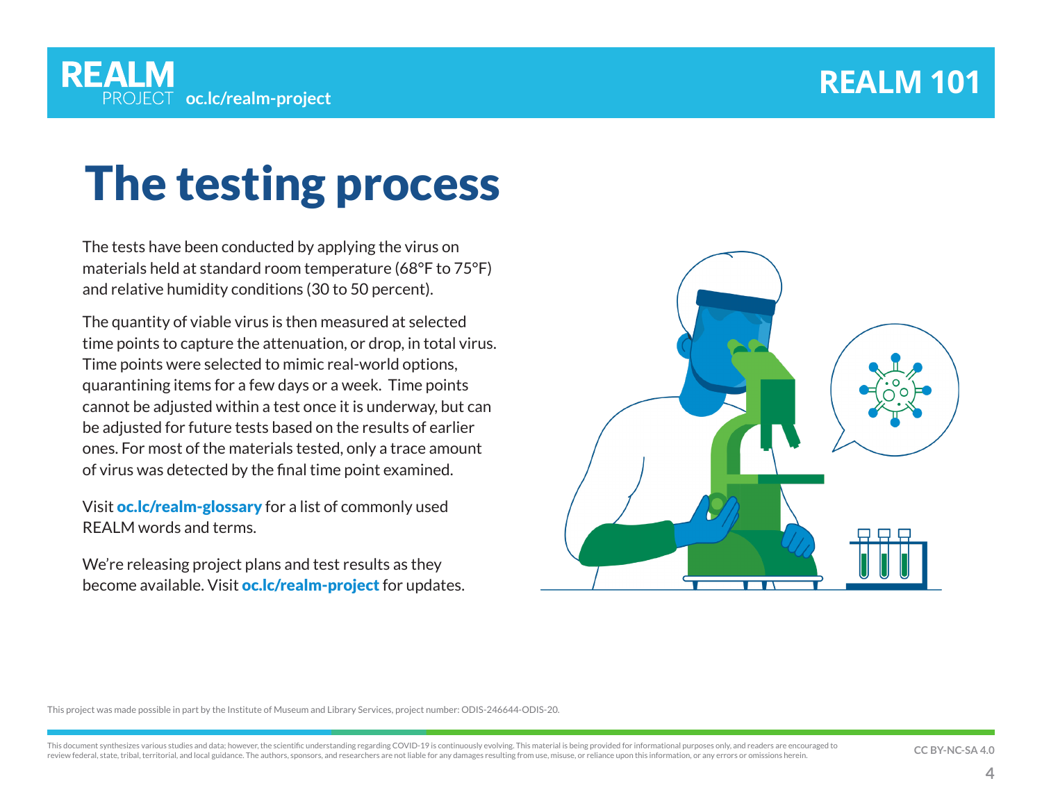REALM PROJECT oc.lc/realm-project

REALM 101

# The testing process

The tests have been conducted by applying the virus on materials held at standard room temperature (68°F to 75°F) and relative humidity conditions (30 to 50 percent).

The quantity of viable virus is then measured at selected time points to capture the attenuation, or drop, in total virus. Time points were selected to mimic real-world options, quarantining items for a few days or a week. Time points cannot be adjusted within a test once it is underway, but can be adjusted for future tests based on the results of earlier ones. For most of the materials tested, only a trace amount of virus was detected by the final time point examined.

Visit **oc.lc/realm-glossary** for a list of commonly used REALM words and terms.

We're releasing project plans and test results as they become available. Visit **oc.lc/realm-project** for updates.

This project was made possible in part by the Institute of Museum and Library Services, project number: ODIS-246644-ODIS-20.

This document synthesizes various studies and data; however, the scientific understanding regarding COVID-19 is continuously evolving. This material is being provided for informational purposes only, and readers are encouraged to review federal, state, tribal, territorial, and local guidance. The authors, sponsors, and researchers are not liable for any damages resulting from use, misuse, or reliance upon this information, or any errors or omissions herein.

CC BY-NC-SA 4.0